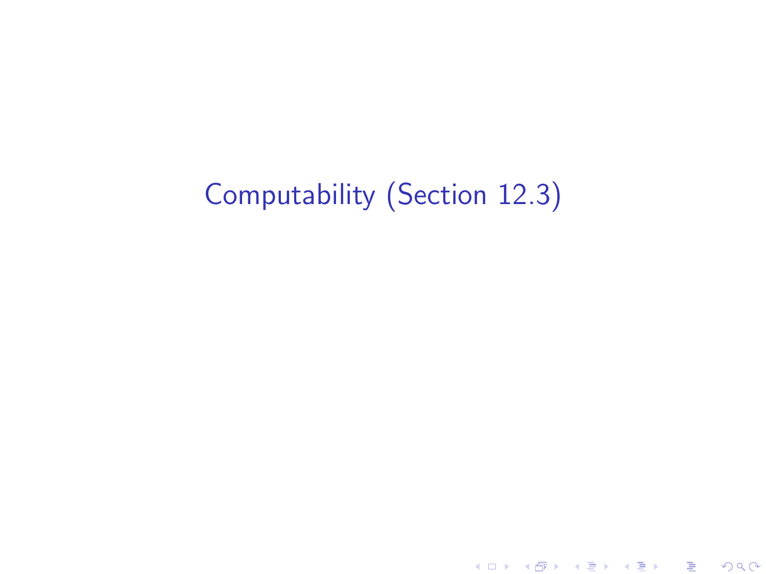# Computability (Section 12.3)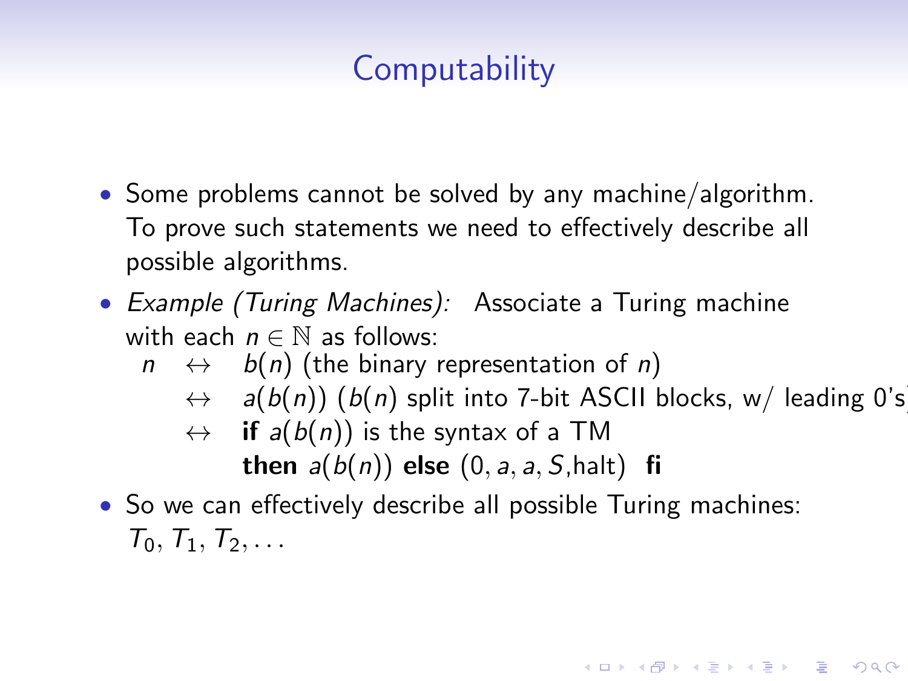# Computability

- Some problems cannot be solved by any machine/algorithm. To prove such statements we need to effectively describe all possible algorithms.
- *Example (Turing Machines):* Associate a Turing machine with each $n \in \mathbb{N}$ as follows:

  $n \quad \leftrightarrow \quad b(n)$ (the binary representation of $n$)

  $\quad\;\; \leftrightarrow \quad a(b(n))$ ($b(n)$ split into 7-bit ASCII blocks, w/ leading 0's)

  $\quad\;\; \leftrightarrow \quad$ **if** $a(b(n))$ is the syntax of a TM **then** $a(b(n))$ **else** $(0, a, a, S, \text{halt})$ **fi**

- So we can effectively describe all possible Turing machines: $T_0, T_1, T_2, \ldots$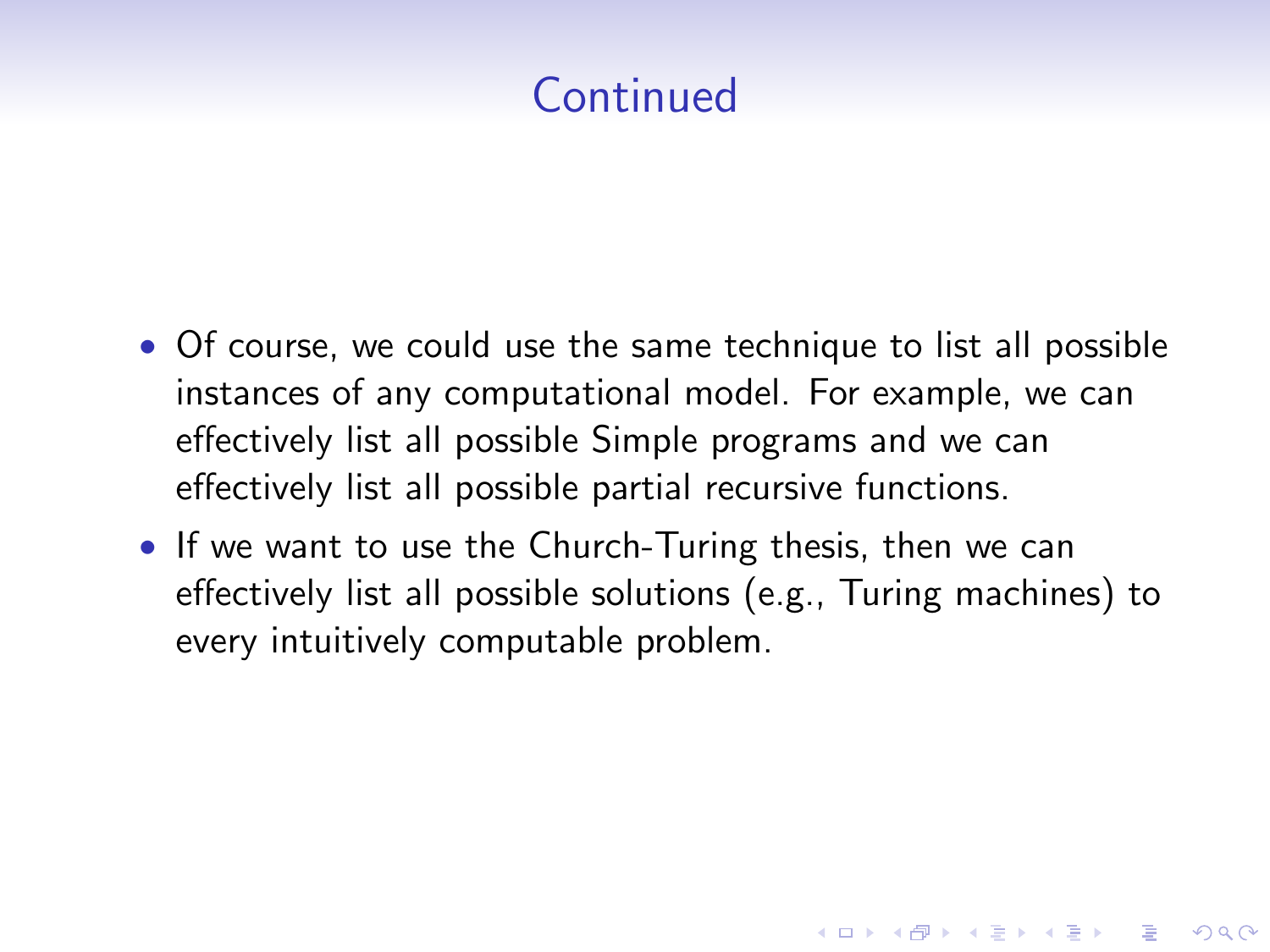# Continued

- Of course, we could use the same technique to list all possible instances of any computational model. For example, we can effectively list all possible Simple programs and we can effectively list all possible partial recursive functions.
- If we want to use the Church-Turing thesis, then we can effectively list all possible solutions (e.g., Turing machines) to every intuitively computable problem.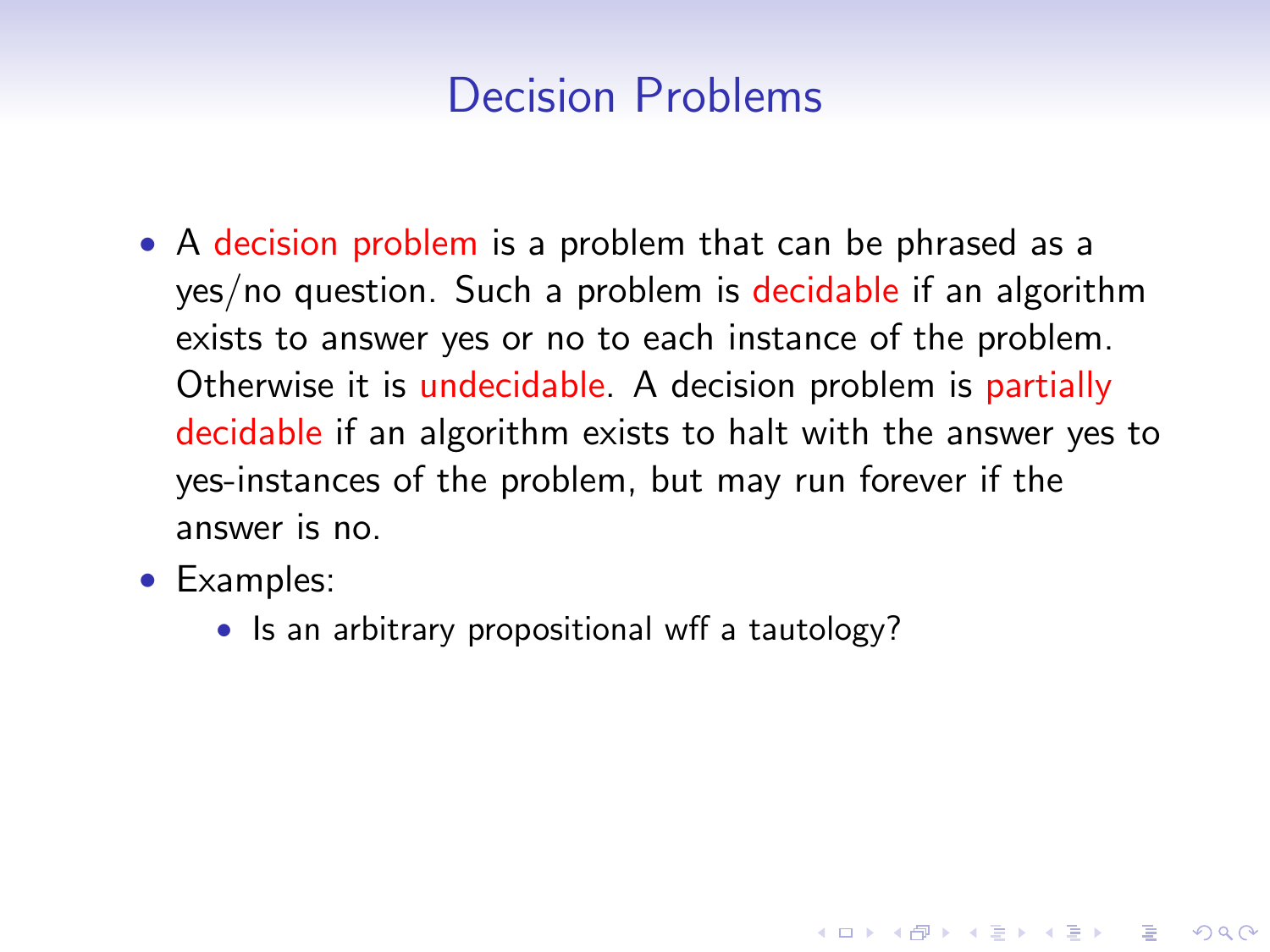# Decision Problems

- A decision problem is a problem that can be phrased as a yes/no question. Such a problem is decidable if an algorithm exists to answer yes or no to each instance of the problem. Otherwise it is undecidable. A decision problem is partially decidable if an algorithm exists to halt with the answer yes to yes-instances of the problem, but may run forever if the answer is no.
- Examples:
  - Is an arbitrary propositional wff a tautology?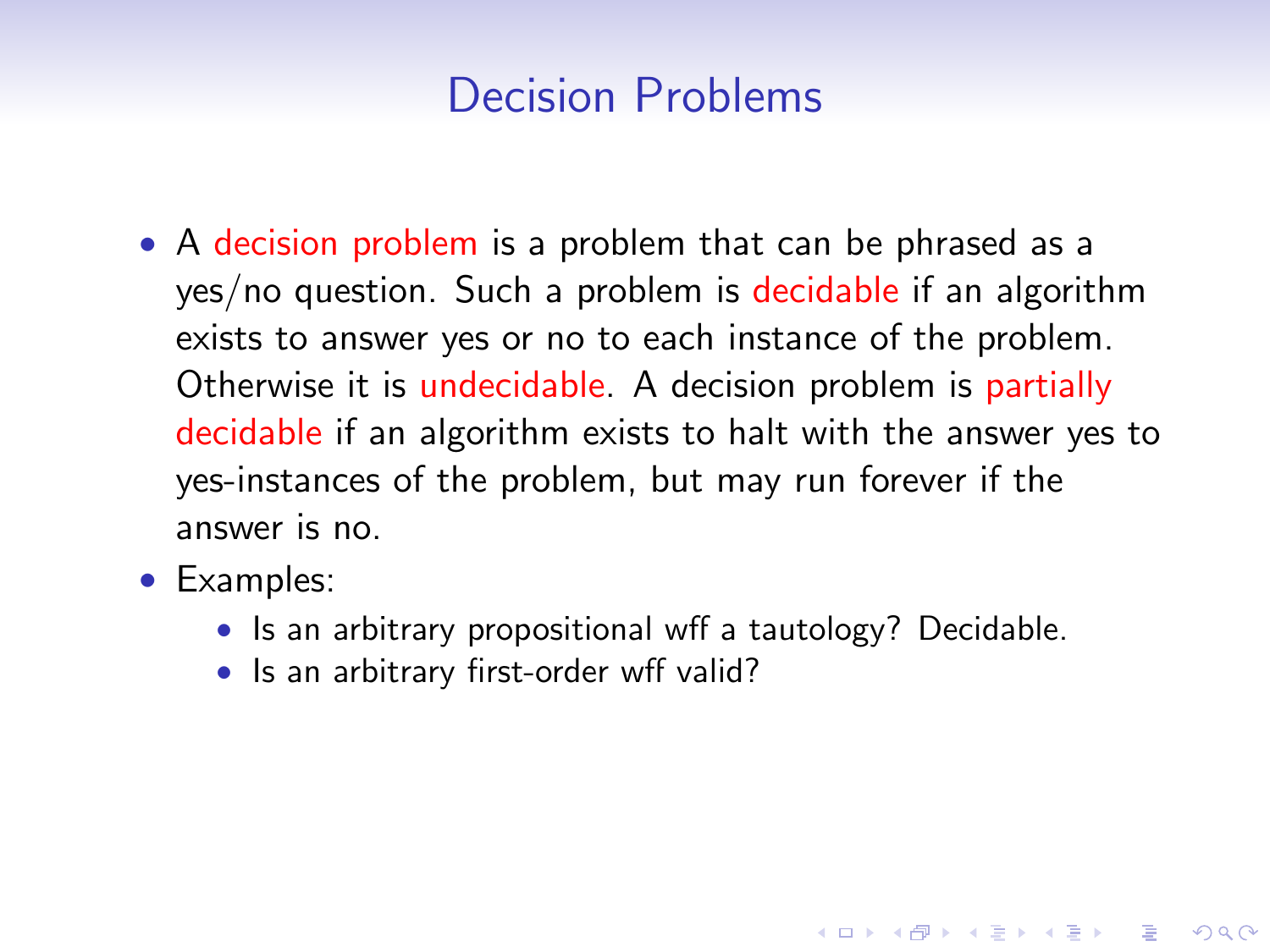# Decision Problems

- A decision problem is a problem that can be phrased as a yes/no question. Such a problem is decidable if an algorithm exists to answer yes or no to each instance of the problem. Otherwise it is undecidable. A decision problem is partially decidable if an algorithm exists to halt with the answer yes to yes-instances of the problem, but may run forever if the answer is no.
- Examples:
  - Is an arbitrary propositional wff a tautology? Decidable.
  - Is an arbitrary first-order wff valid?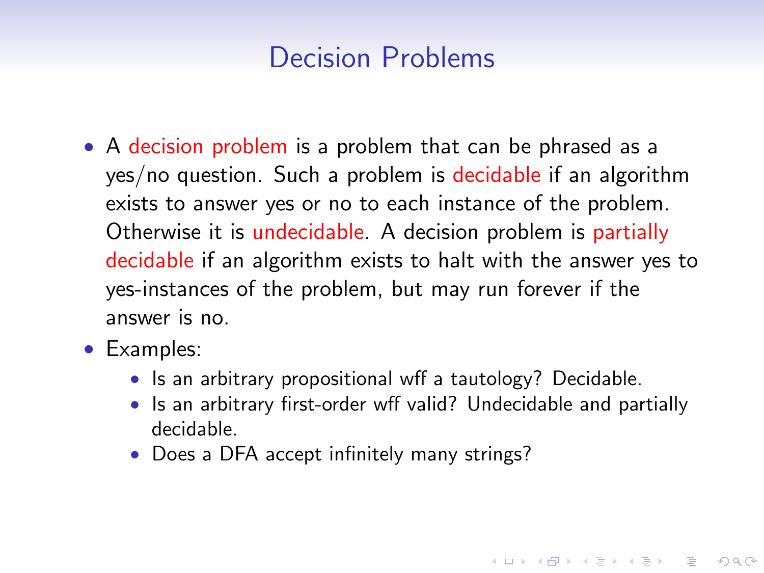# Decision Problems

- A decision problem is a problem that can be phrased as a yes/no question. Such a problem is decidable if an algorithm exists to answer yes or no to each instance of the problem. Otherwise it is undecidable. A decision problem is partially decidable if an algorithm exists to halt with the answer yes to yes-instances of the problem, but may run forever if the answer is no.
- Examples:
  - Is an arbitrary propositional wff a tautology? Decidable.
  - Is an arbitrary first-order wff valid? Undecidable and partially decidable.
  - Does a DFA accept infinitely many strings?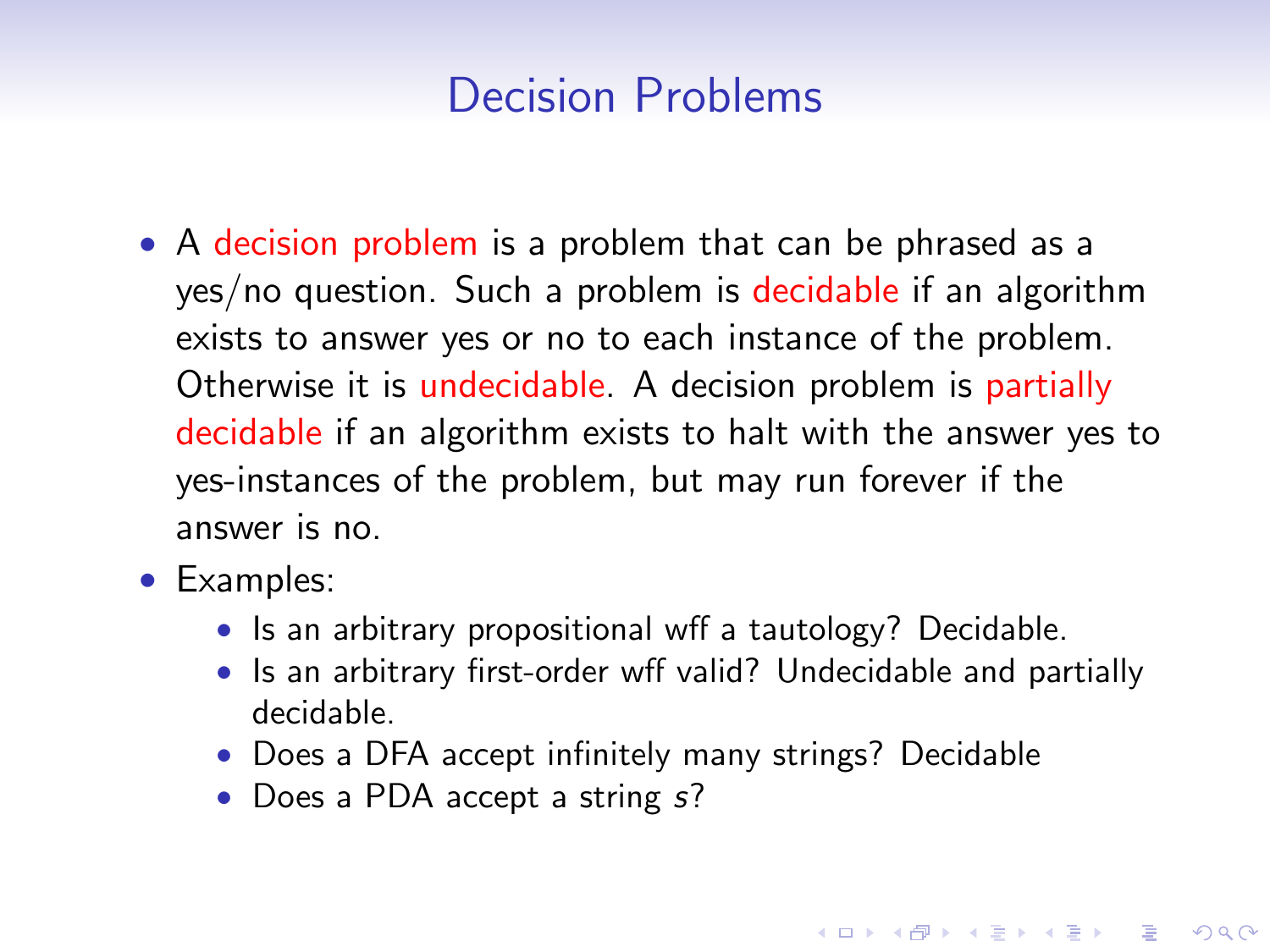# Decision Problems

- A decision problem is a problem that can be phrased as a yes/no question. Such a problem is decidable if an algorithm exists to answer yes or no to each instance of the problem. Otherwise it is undecidable. A decision problem is partially decidable if an algorithm exists to halt with the answer yes to yes-instances of the problem, but may run forever if the answer is no.
- Examples:
  - Is an arbitrary propositional wff a tautology? Decidable.
  - Is an arbitrary first-order wff valid? Undecidable and partially decidable.
  - Does a DFA accept infinitely many strings? Decidable
  - Does a PDA accept a string $s$?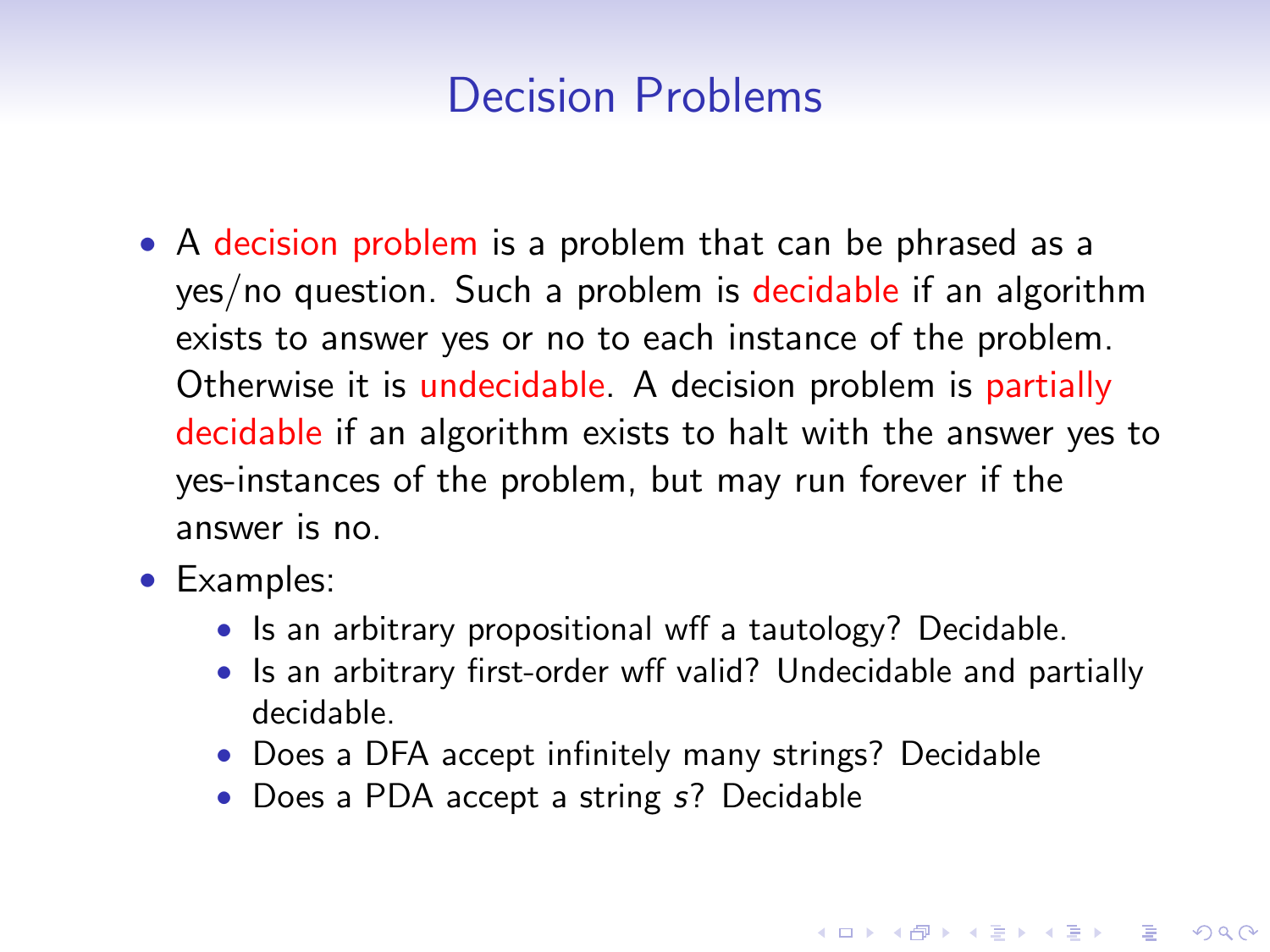# Decision Problems

- A decision problem is a problem that can be phrased as a yes/no question. Such a problem is decidable if an algorithm exists to answer yes or no to each instance of the problem. Otherwise it is undecidable. A decision problem is partially decidable if an algorithm exists to halt with the answer yes to yes-instances of the problem, but may run forever if the answer is no.
- Examples:
  - Is an arbitrary propositional wff a tautology? Decidable.
  - Is an arbitrary first-order wff valid? Undecidable and partially decidable.
  - Does a DFA accept infinitely many strings? Decidable
  - Does a PDA accept a string $s$? Decidable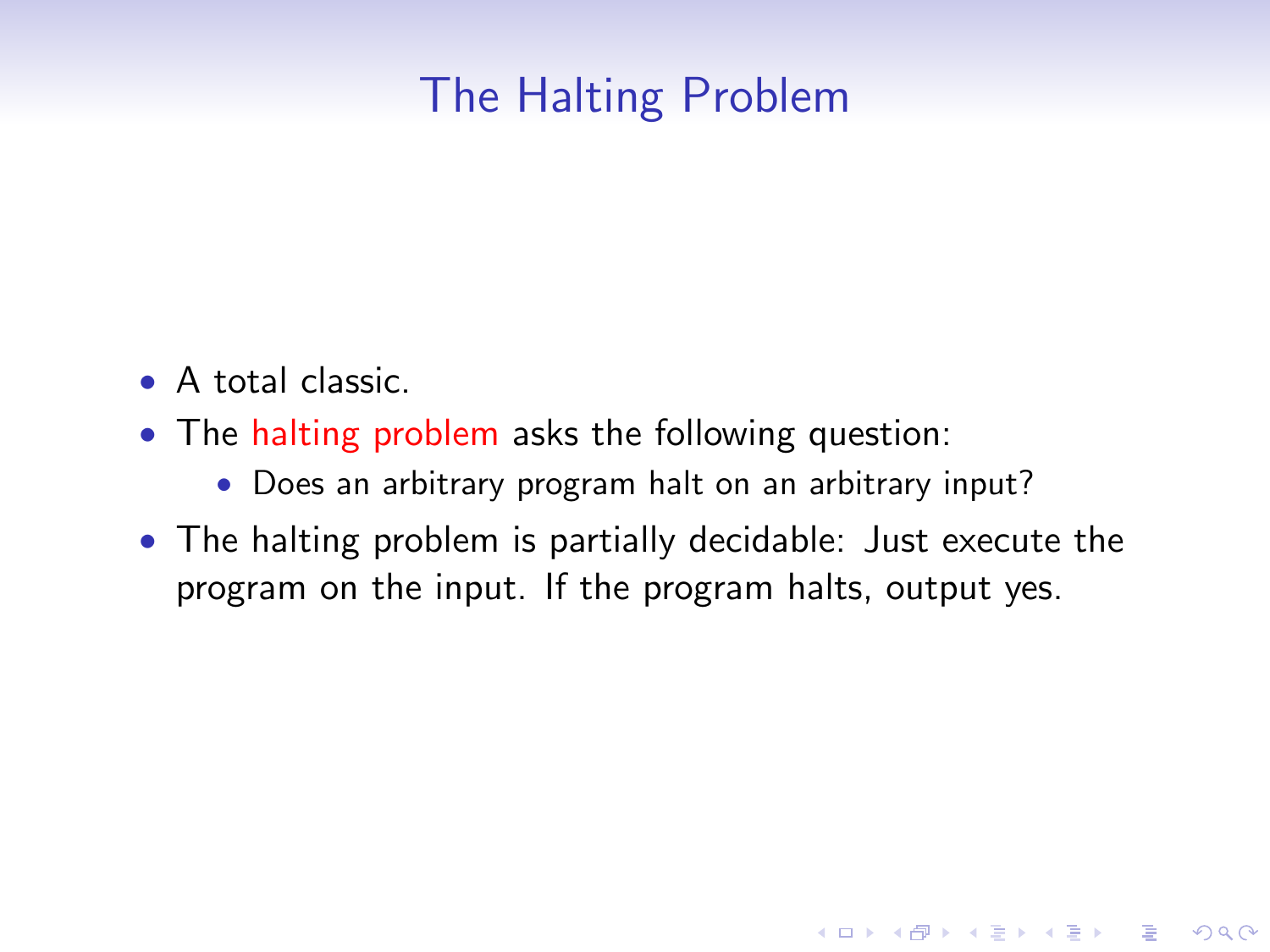# The Halting Problem

- A total classic.
- The halting problem asks the following question:
  - Does an arbitrary program halt on an arbitrary input?
- The halting problem is partially decidable: Just execute the program on the input. If the program halts, output yes.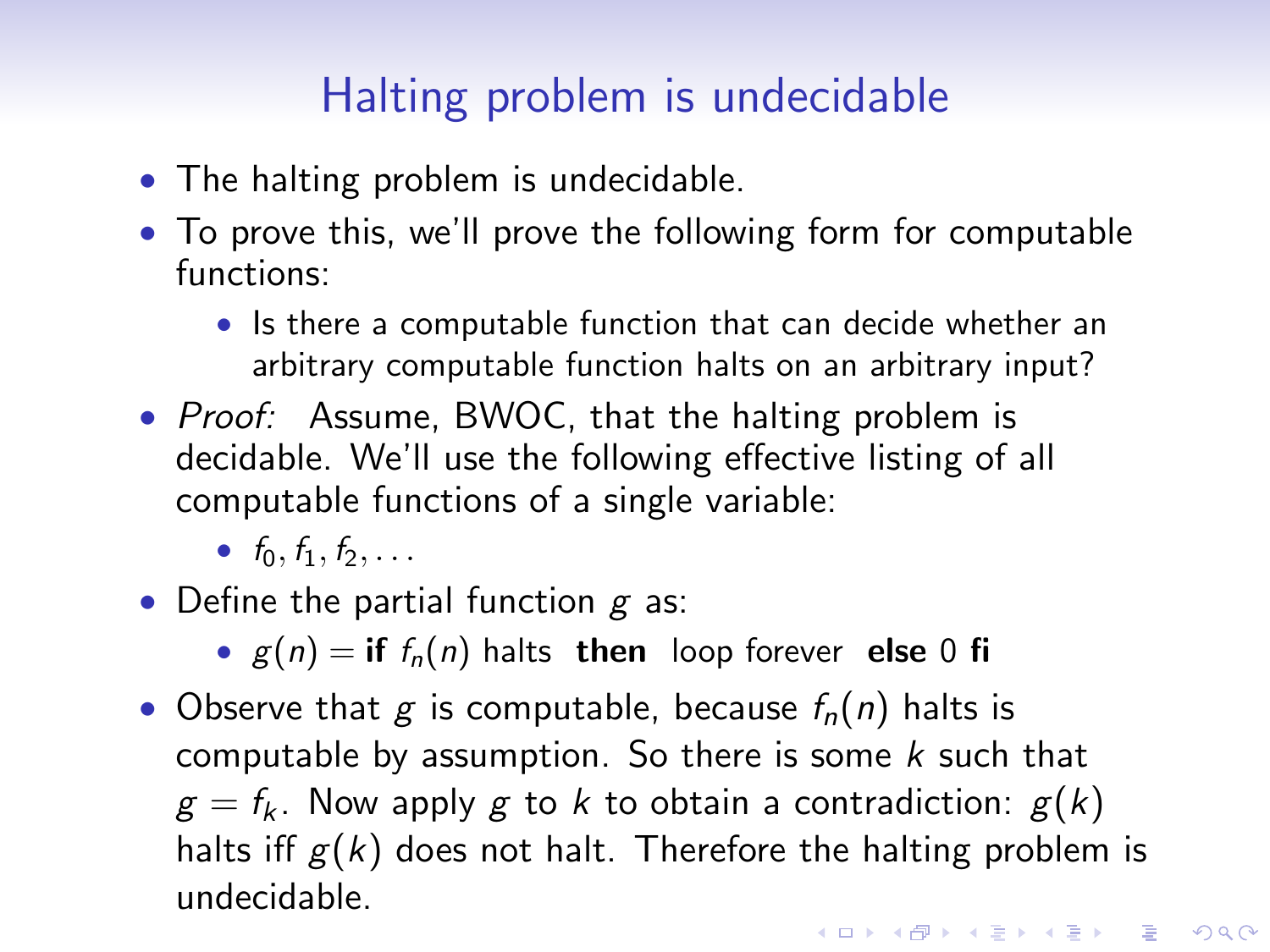# Halting problem is undecidable

- The halting problem is undecidable.
- To prove this, we'll prove the following form for computable functions:
  - Is there a computable function that can decide whether an arbitrary computable function halts on an arbitrary input?
- *Proof:* Assume, BWOC, that the halting problem is decidable. We'll use the following effective listing of all computable functions of a single variable:
  - $f_0, f_1, f_2, \ldots$
- Define the partial function $g$ as:
  - $g(n) =$ **if** $f_n(n)$ halts **then** loop forever **else** 0 **fi**
- Observe that $g$ is computable, because $f_n(n)$ halts is computable by assumption. So there is some $k$ such that $g = f_k$. Now apply $g$ to $k$ to obtain a contradiction: $g(k)$ halts iff $g(k)$ does not halt. Therefore the halting problem is undecidable.